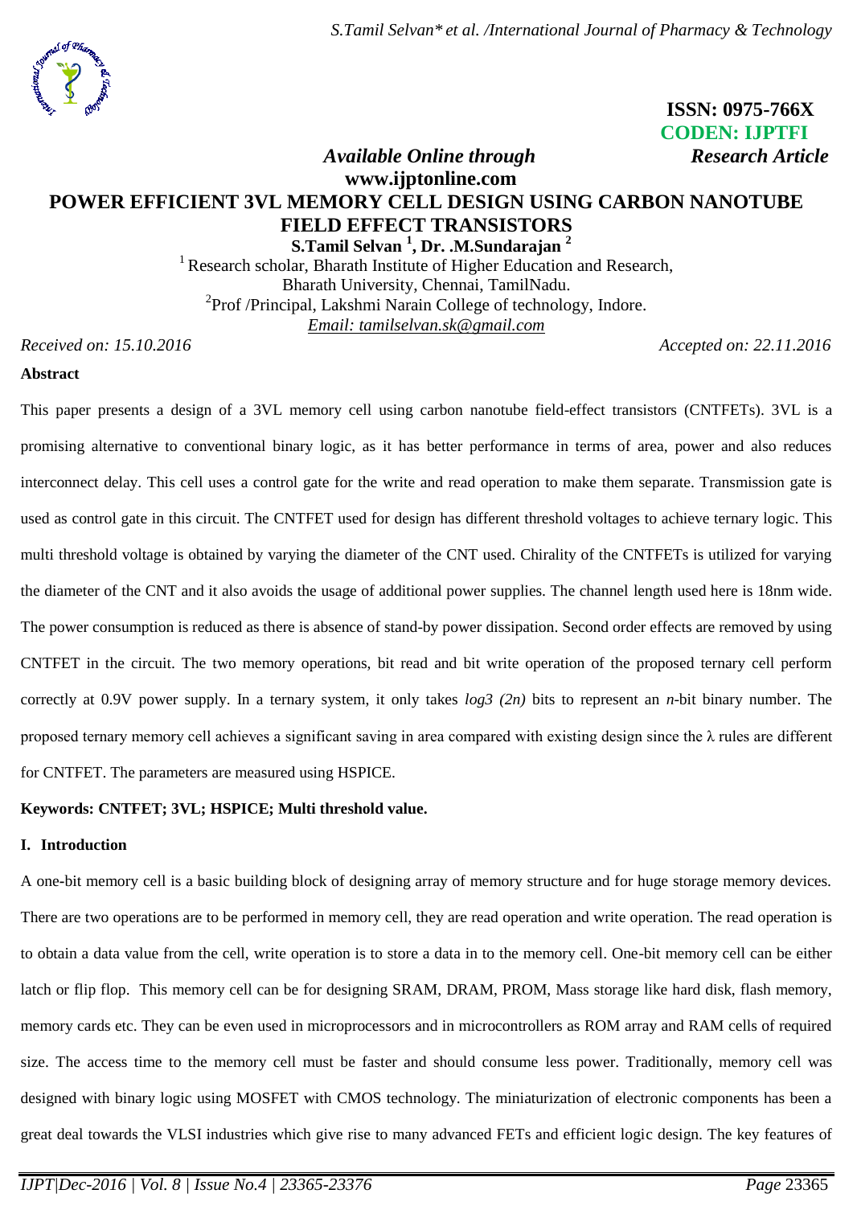**ISSN: 0975-766X**
**CODEN: IJPTFI**

*Available Online through* *Research Article*

**www.ijptonline.com**

# POWER EFFICIENT 3VL MEMORY CELL DESIGN USING CARBON NANOTUBE FIELD EFFECT TRANSISTORS

**S.Tamil Selvan [1], Dr. .M.Sundarajan [2]**

[1] Research scholar, Bharath Institute of Higher Education and Research, Bharath University, Chennai, TamilNadu.

[2] Prof /Principal, Lakshmi Narain College of technology, Indore.

*Email: tamilselvan.sk@gmail.com*

*Received on: 15.10.2016* *Accepted on: 22.11.2016*

## Abstract

This paper presents a design of a 3VL memory cell using carbon nanotube field-effect transistors (CNTFETs). 3VL is a promising alternative to conventional binary logic, as it has better performance in terms of area, power and also reduces interconnect delay. This cell uses a control gate for the write and read operation to make them separate. Transmission gate is used as control gate in this circuit. The CNTFET used for design has different threshold voltages to achieve ternary logic. This multi threshold voltage is obtained by varying the diameter of the CNT used. Chirality of the CNTFETs is utilized for varying the diameter of the CNT and it also avoids the usage of additional power supplies. The channel length used here is 18nm wide. The power consumption is reduced as there is absence of stand-by power dissipation. Second order effects are removed by using CNTFET in the circuit. The two memory operations, bit read and bit write operation of the proposed ternary cell perform correctly at 0.9V power supply. In a ternary system, it only takes *log3 (2n)* bits to represent an *n*-bit binary number. The proposed ternary memory cell achieves a significant saving in area compared with existing design since the λ rules are different for CNTFET. The parameters are measured using HSPICE.

**Keywords: CNTFET; 3VL; HSPICE; Multi threshold value.**

## I. Introduction

A one-bit memory cell is a basic building block of designing array of memory structure and for huge storage memory devices. There are two operations are to be performed in memory cell, they are read operation and write operation. The read operation is to obtain a data value from the cell, write operation is to store a data in to the memory cell. One-bit memory cell can be either latch or flip flop. This memory cell can be for designing SRAM, DRAM, PROM, Mass storage like hard disk, flash memory, memory cards etc. They can be even used in microprocessors and in microcontrollers as ROM array and RAM cells of required size. The access time to the memory cell must be faster and should consume less power. Traditionally, memory cell was designed with binary logic using MOSFET with CMOS technology. The miniaturization of electronic components has been a great deal towards the VLSI industries which give rise to many advanced FETs and efficient logic design. The key features of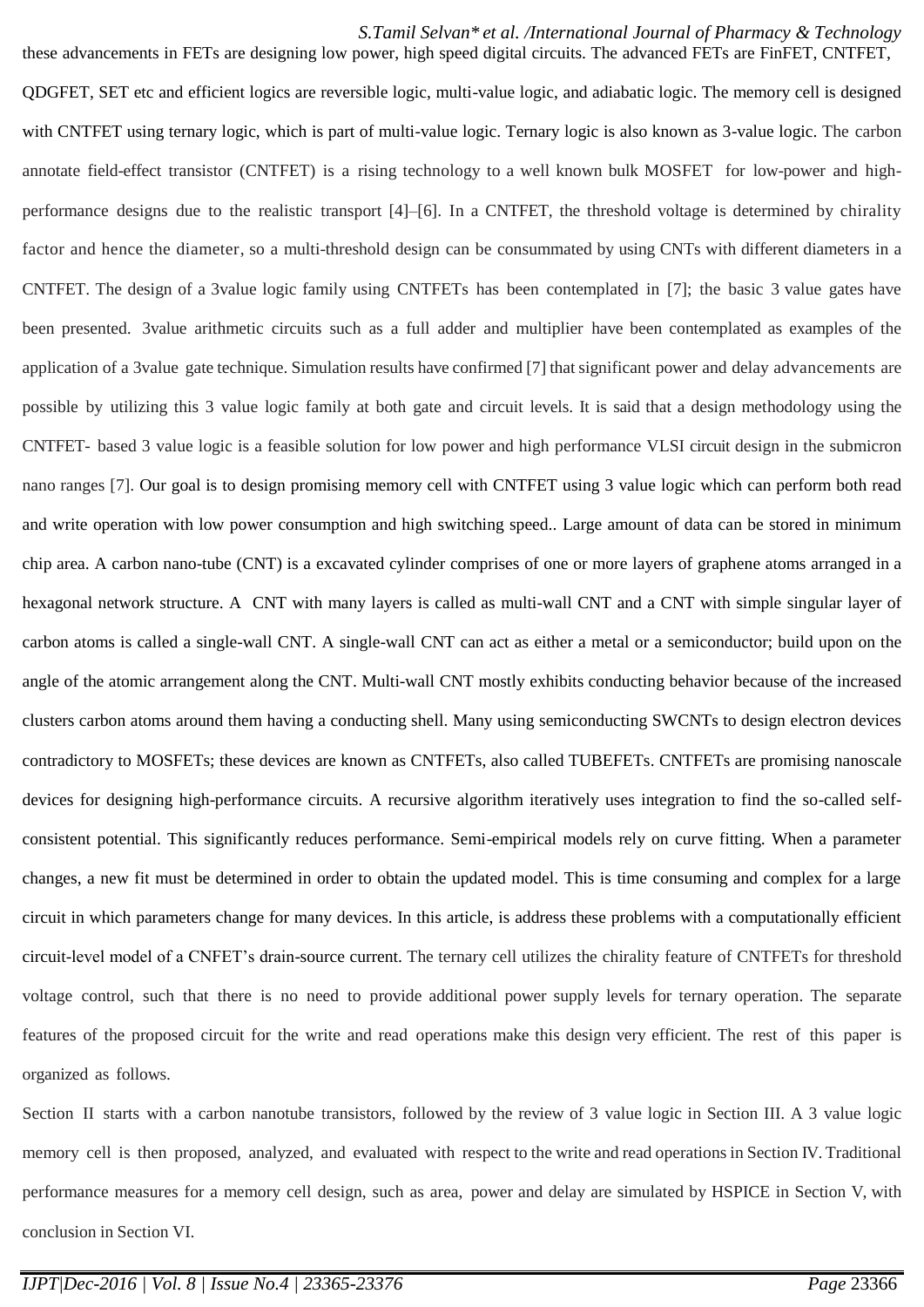these advancements in FETs are designing low power, high speed digital circuits. The advanced FETs are FinFET, CNTFET, QDGFET, SET etc and efficient logics are reversible logic, multi-value logic, and adiabatic logic. The memory cell is designed with CNTFET using ternary logic, which is part of multi-value logic. Ternary logic is also known as 3-value logic. The carbon annotate field-effect transistor (CNTFET) is a rising technology to a well known bulk MOSFET for low-power and high-performance designs due to the realistic transport [4]–[6]. In a CNTFET, the threshold voltage is determined by chirality factor and hence the diameter, so a multi-threshold design can be consummated by using CNTs with different diameters in a CNTFET. The design of a 3value logic family using CNTFETs has been contemplated in [7]; the basic 3 value gates have been presented. 3value arithmetic circuits such as a full adder and multiplier have been contemplated as examples of the application of a 3value gate technique. Simulation results have confirmed [7] that significant power and delay advancements are possible by utilizing this 3 value logic family at both gate and circuit levels. It is said that a design methodology using the CNTFET- based 3 value logic is a feasible solution for low power and high performance VLSI circuit design in the submicron nano ranges [7]. Our goal is to design promising memory cell with CNTFET using 3 value logic which can perform both read and write operation with low power consumption and high switching speed.. Large amount of data can be stored in minimum chip area. A carbon nano-tube (CNT) is a excavated cylinder comprises of one or more layers of graphene atoms arranged in a hexagonal network structure. A CNT with many layers is called as multi-wall CNT and a CNT with simple singular layer of carbon atoms is called a single-wall CNT. A single-wall CNT can act as either a metal or a semiconductor; build upon on the angle of the atomic arrangement along the CNT. Multi-wall CNT mostly exhibits conducting behavior because of the increased clusters carbon atoms around them having a conducting shell. Many using semiconducting SWCNTs to design electron devices contradictory to MOSFETs; these devices are known as CNTFETs, also called TUBEFETs. CNTFETs are promising nanoscale devices for designing high-performance circuits. A recursive algorithm iteratively uses integration to find the so-called self-consistent potential. This significantly reduces performance. Semi-empirical models rely on curve fitting. When a parameter changes, a new fit must be determined in order to obtain the updated model. This is time consuming and complex for a large circuit in which parameters change for many devices. In this article, is address these problems with a computationally efficient circuit-level model of a CNFET's drain-source current. The ternary cell utilizes the chirality feature of CNTFETs for threshold voltage control, such that there is no need to provide additional power supply levels for ternary operation. The separate features of the proposed circuit for the write and read operations make this design very efficient. The rest of this paper is organized as follows.

Section II starts with a carbon nanotube transistors, followed by the review of 3 value logic in Section III. A 3 value logic memory cell is then proposed, analyzed, and evaluated with respect to the write and read operations in Section IV. Traditional performance measures for a memory cell design, such as area, power and delay are simulated by HSPICE in Section V, with conclusion in Section VI.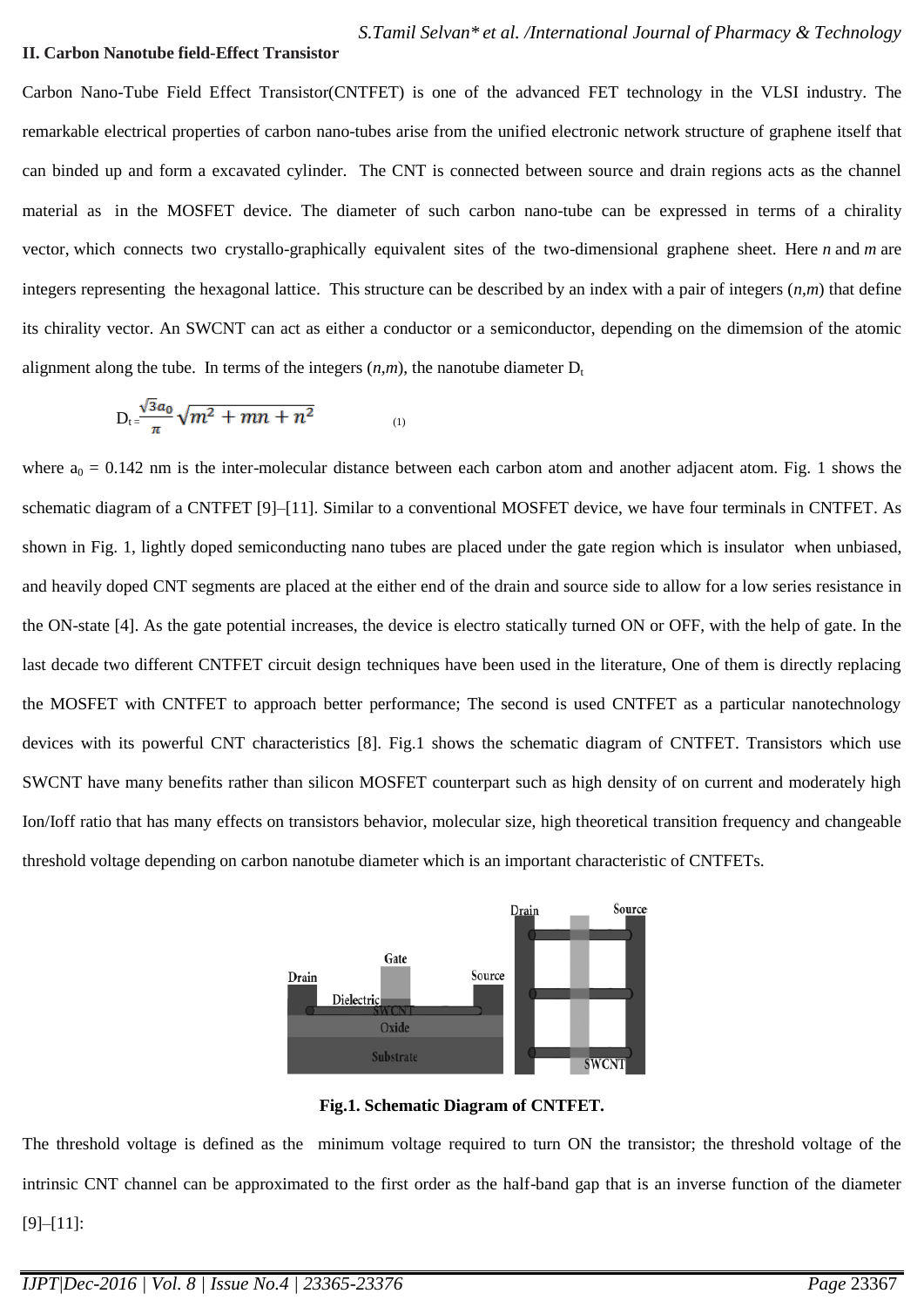**II. Carbon Nanotube field-Effect Transistor**

Carbon Nano-Tube Field Effect Transistor(CNTFET) is one of the advanced FET technology in the VLSI industry. The remarkable electrical properties of carbon nano-tubes arise from the unified electronic network structure of graphene itself that can binded up and form a excavated cylinder. The CNT is connected between source and drain regions acts as the channel material as in the MOSFET device. The diameter of such carbon nano-tube can be expressed in terms of a chirality vector, which connects two crystallo-graphically equivalent sites of the two-dimensional graphene sheet. Here *n* and *m* are integers representing the hexagonal lattice. This structure can be described by an index with a pair of integers (*n*,*m*) that define its chirality vector. An SWCNT can act as either a conductor or a semiconductor, depending on the dimemsion of the atomic alignment along the tube. In terms of the integers (*n*,*m*), the nanotube diameter $D_t$

$$D_t = \frac{\sqrt{3}a_0}{\pi}\sqrt{m^2 + mn + n^2} \quad (1)$$

where $a_0$ = 0.142 nm is the inter-molecular distance between each carbon atom and another adjacent atom. Fig. 1 shows the schematic diagram of a CNTFET [9]–[11]. Similar to a conventional MOSFET device, we have four terminals in CNTFET. As shown in Fig. 1, lightly doped semiconducting nano tubes are placed under the gate region which is insulator when unbiased, and heavily doped CNT segments are placed at the either end of the drain and source side to allow for a low series resistance in the ON-state [4]. As the gate potential increases, the device is electro statically turned ON or OFF, with the help of gate. In the last decade two different CNTFET circuit design techniques have been used in the literature, One of them is directly replacing the MOSFET with CNTFET to approach better performance; The second is used CNTFET as a particular nanotechnology devices with its powerful CNT characteristics [8]. Fig.1 shows the schematic diagram of CNTFET. Transistors which use SWCNT have many benefits rather than silicon MOSFET counterpart such as high density of on current and moderately high Ion/Ioff ratio that has many effects on transistors behavior, molecular size, high theoretical transition frequency and changeable threshold voltage depending on carbon nanotube diameter which is an important characteristic of CNTFETs.

**Fig.1. Schematic Diagram of CNTFET.**

The threshold voltage is defined as the minimum voltage required to turn ON the transistor; the threshold voltage of the intrinsic CNT channel can be approximated to the first order as the half-band gap that is an inverse function of the diameter [9]–[11]: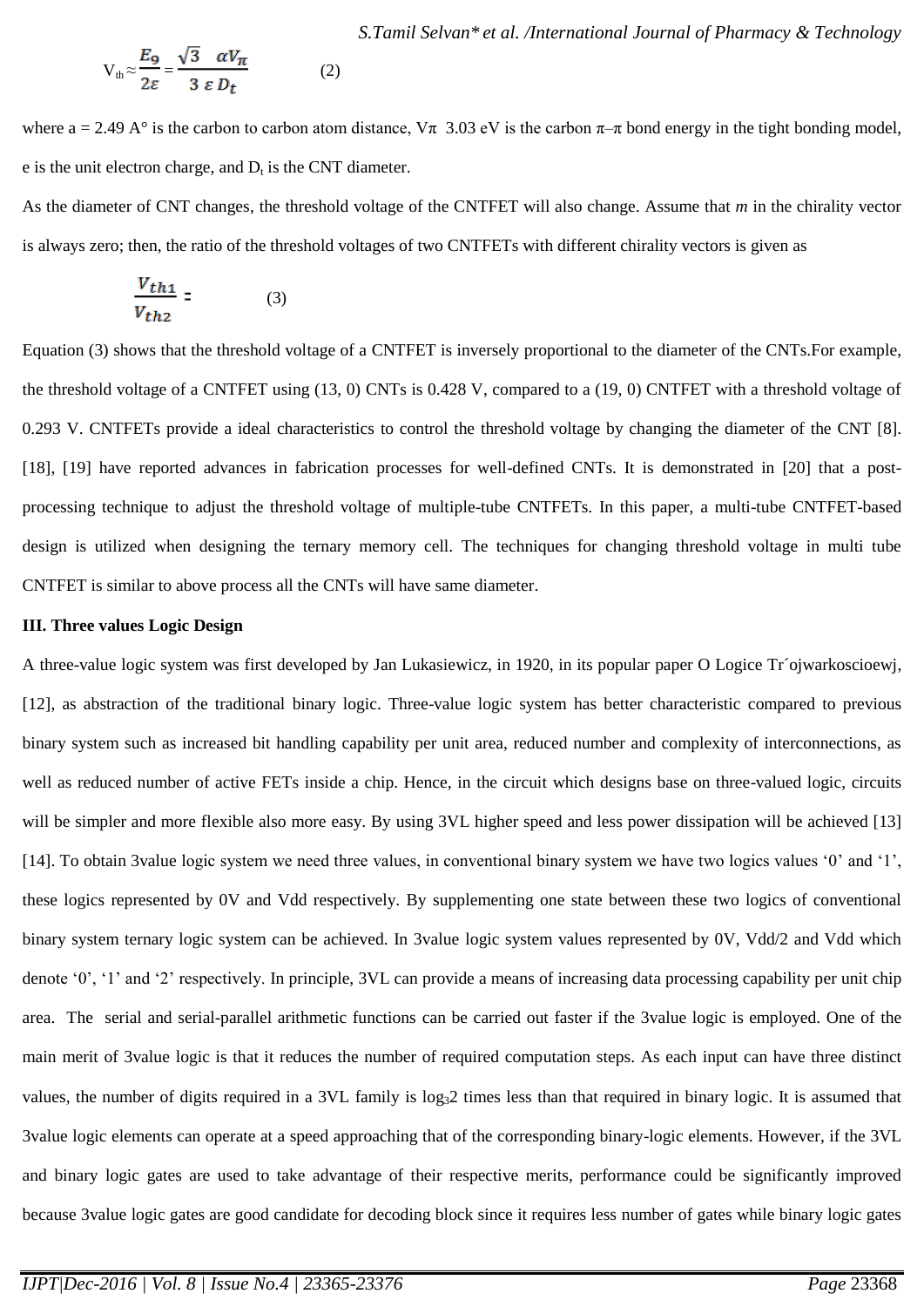$$V_{th} \approx \frac{E_g}{2\varepsilon} = \frac{\sqrt{3} \quad \alpha V_{\pi}}{3 \ \varepsilon \ D_t} \qquad (2)$$

where a = 2.49 A° is the carbon to carbon atom distance, Vπ 3.03 eV is the carbon π–π bond energy in the tight bonding model, e is the unit electron charge, and $D_t$ is the CNT diameter.

As the diameter of CNT changes, the threshold voltage of the CNTFET will also change. Assume that *m* in the chirality vector is always zero; then, the ratio of the threshold voltages of two CNTFETs with different chirality vectors is given as

$$\frac{V_{th1}}{V_{th2}} = \qquad (3)$$

Equation (3) shows that the threshold voltage of a CNTFET is inversely proportional to the diameter of the CNTs.For example, the threshold voltage of a CNTFET using (13, 0) CNTs is 0.428 V, compared to a (19, 0) CNTFET with a threshold voltage of 0.293 V. CNTFETs provide a ideal characteristics to control the threshold voltage by changing the diameter of the CNT [8]. [18], [19] have reported advances in fabrication processes for well-defined CNTs. It is demonstrated in [20] that a post-processing technique to adjust the threshold voltage of multiple-tube CNTFETs. In this paper, a multi-tube CNTFET-based design is utilized when designing the ternary memory cell. The techniques for changing threshold voltage in multi tube CNTFET is similar to above process all the CNTs will have same diameter.

**III. Three values Logic Design**

A three-value logic system was first developed by Jan Lukasiewicz, in 1920, in its popular paper O Logice Tr´ojwarkoscioewj, [12], as abstraction of the traditional binary logic. Three-value logic system has better characteristic compared to previous binary system such as increased bit handling capability per unit area, reduced number and complexity of interconnections, as well as reduced number of active FETs inside a chip. Hence, in the circuit which designs base on three-valued logic, circuits will be simpler and more flexible also more easy. By using 3VL higher speed and less power dissipation will be achieved [13] [14]. To obtain 3value logic system we need three values, in conventional binary system we have two logics values '0' and '1', these logics represented by 0V and Vdd respectively. By supplementing one state between these two logics of conventional binary system ternary logic system can be achieved. In 3value logic system values represented by 0V, Vdd/2 and Vdd which denote '0', '1' and '2' respectively. In principle, 3VL can provide a means of increasing data processing capability per unit chip area. The serial and serial-parallel arithmetic functions can be carried out faster if the 3value logic is employed. One of the main merit of 3value logic is that it reduces the number of required computation steps. As each input can have three distinct values, the number of digits required in a 3VL family is $\log_3 2$ times less than that required in binary logic. It is assumed that 3value logic elements can operate at a speed approaching that of the corresponding binary-logic elements. However, if the 3VL and binary logic gates are used to take advantage of their respective merits, performance could be significantly improved because 3value logic gates are good candidate for decoding block since it requires less number of gates while binary logic gates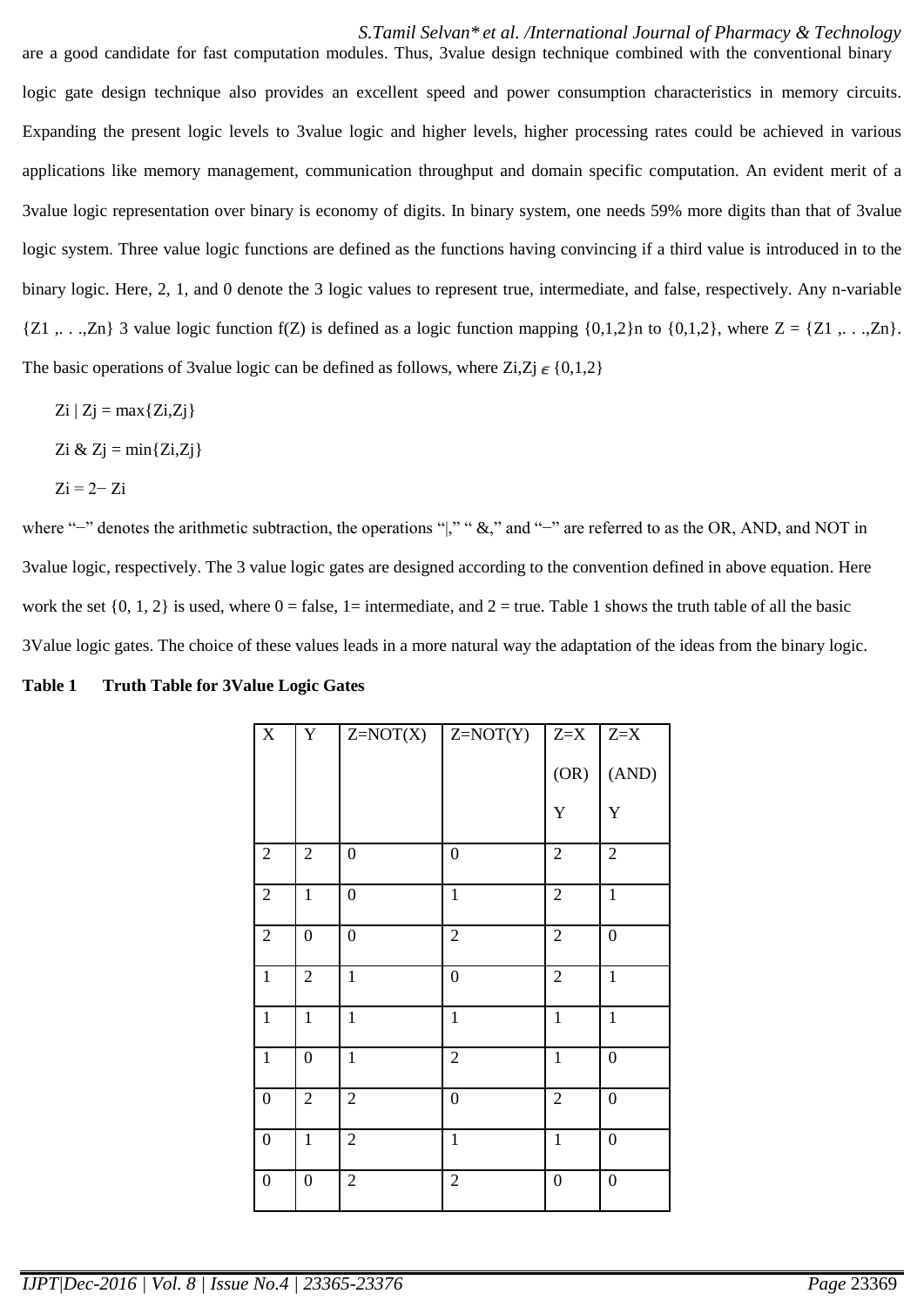are a good candidate for fast computation modules. Thus, 3value design technique combined with the conventional binary logic gate design technique also provides an excellent speed and power consumption characteristics in memory circuits. Expanding the present logic levels to 3value logic and higher levels, higher processing rates could be achieved in various applications like memory management, communication throughput and domain specific computation. An evident merit of a 3value logic representation over binary is economy of digits. In binary system, one needs 59% more digits than that of 3value logic system. Three value logic functions are defined as the functions having convincing if a third value is introduced in to the binary logic. Here, 2, 1, and 0 denote the 3 logic values to represent true, intermediate, and false, respectively. Any n-variable {Z1 ,. . .,Zn} 3 value logic function f(Z) is defined as a logic function mapping $\{0,1,2\}^n$ to {0,1,2}, where Z = {Z1 ,. . .,Zn}. The basic operations of 3value logic can be defined as follows, where Zi,Zj $\in$ {0,1,2}

$$Z_i \mid Z_j = \max\{Z_i, Z_j\}$$

$$Z_i \,\&\, Z_j = \min\{Z_i, Z_j\}$$

$$Z_i = 2 - Z_i$$

where "−" denotes the arithmetic subtraction, the operations "|," " &," and "−" are referred to as the OR, AND, and NOT in 3value logic, respectively. The 3 value logic gates are designed according to the convention defined in above equation. Here work the set {0, 1, 2} is used, where 0 = false, 1= intermediate, and 2 = true. Table 1 shows the truth table of all the basic 3Value logic gates. The choice of these values leads in a more natural way the adaptation of the ideas from the binary logic.

**Table 1 Truth Table for 3Value Logic Gates**

| X | Y | Z=NOT(X) | Z=NOT(Y) | Z=X (OR) Y | Z=X (AND) Y |
|---|---|---|---|---|---|
| 2 | 2 | 0 | 0 | 2 | 2 |
| 2 | 1 | 0 | 1 | 2 | 1 |
| 2 | 0 | 0 | 2 | 2 | 0 |
| 1 | 2 | 1 | 0 | 2 | 1 |
| 1 | 1 | 1 | 1 | 1 | 1 |
| 1 | 0 | 1 | 2 | 1 | 0 |
| 0 | 2 | 2 | 0 | 2 | 0 |
| 0 | 1 | 2 | 1 | 1 | 0 |
| 0 | 0 | 2 | 2 | 0 | 0 |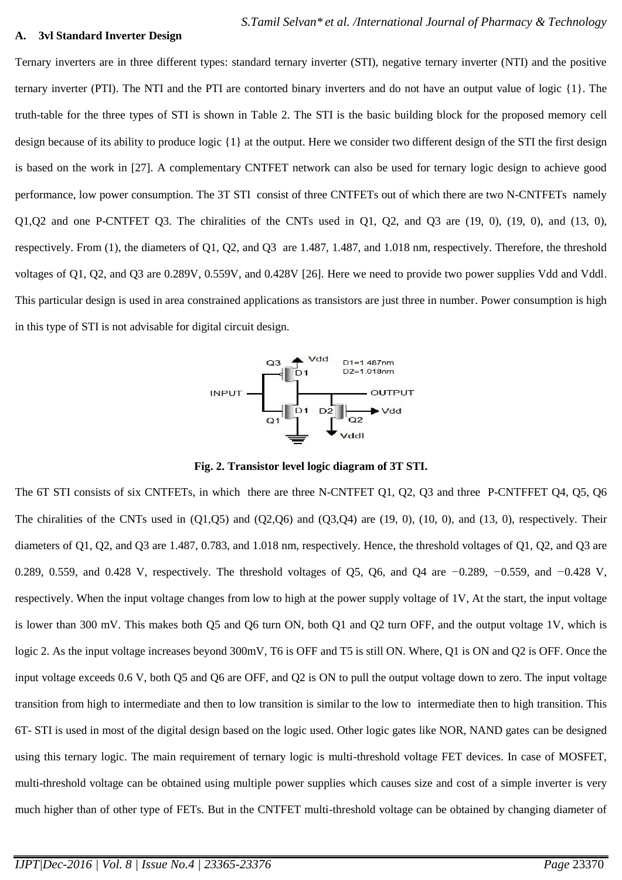### A. 3vl Standard Inverter Design

Ternary inverters are in three different types: standard ternary inverter (STI), negative ternary inverter (NTI) and the positive ternary inverter (PTI). The NTI and the PTI are contorted binary inverters and do not have an output value of logic {1}. The truth-table for the three types of STI is shown in Table 2. The STI is the basic building block for the proposed memory cell design because of its ability to produce logic {1} at the output. Here we consider two different design of the STI the first design is based on the work in [27]. A complementary CNTFET network can also be used for ternary logic design to achieve good performance, low power consumption. The 3T STI consist of three CNTFETs out of which there are two N-CNTFETs namely Q1,Q2 and one P-CNTFET Q3. The chiralities of the CNTs used in Q1, Q2, and Q3 are (19, 0), (19, 0), and (13, 0), respectively. From (1), the diameters of Q1, Q2, and Q3 are 1.487, 1.487, and 1.018 nm, respectively. Therefore, the threshold voltages of Q1, Q2, and Q3 are 0.289V, 0.559V, and 0.428V [26]. Here we need to provide two power supplies Vdd and Vddl. This particular design is used in area constrained applications as transistors are just three in number. Power consumption is high in this type of STI is not advisable for digital circuit design.

**Fig. 2. Transistor level logic diagram of 3T STI.**

The 6T STI consists of six CNTFETs, in which there are three N-CNTFET Q1, Q2, Q3 and three P-CNTFFET Q4, Q5, Q6 The chiralities of the CNTs used in (Q1,Q5) and (Q2,Q6) and (Q3,Q4) are (19, 0), (10, 0), and (13, 0), respectively. Their diameters of Q1, Q2, and Q3 are 1.487, 0.783, and 1.018 nm, respectively. Hence, the threshold voltages of Q1, Q2, and Q3 are 0.289, 0.559, and 0.428 V, respectively. The threshold voltages of Q5, Q6, and Q4 are −0.289, −0.559, and −0.428 V, respectively. When the input voltage changes from low to high at the power supply voltage of 1V, At the start, the input voltage is lower than 300 mV. This makes both Q5 and Q6 turn ON, both Q1 and Q2 turn OFF, and the output voltage 1V, which is logic 2. As the input voltage increases beyond 300mV, T6 is OFF and T5 is still ON. Where, Q1 is ON and Q2 is OFF. Once the input voltage exceeds 0.6 V, both Q5 and Q6 are OFF, and Q2 is ON to pull the output voltage down to zero. The input voltage transition from high to intermediate and then to low transition is similar to the low to intermediate then to high transition. This 6T- STI is used in most of the digital design based on the logic used. Other logic gates like NOR, NAND gates can be designed using this ternary logic. The main requirement of ternary logic is multi-threshold voltage FET devices. In case of MOSFET, multi-threshold voltage can be obtained using multiple power supplies which causes size and cost of a simple inverter is very much higher than of other type of FETs. But in the CNTFET multi-threshold voltage can be obtained by changing diameter of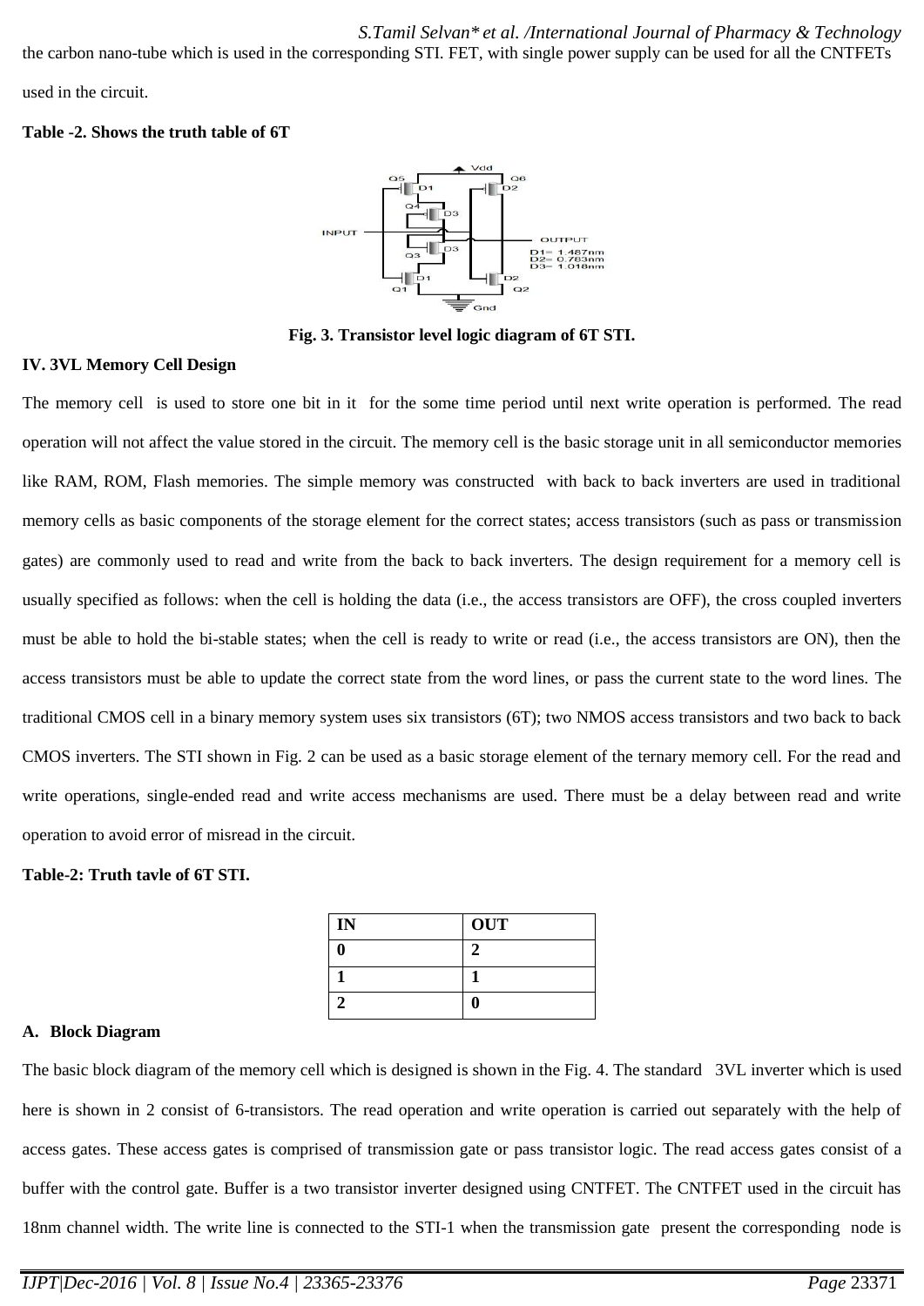the carbon nano-tube which is used in the corresponding STI. FET, with single power supply can be used for all the CNTFETs used in the circuit.

**Table -2. Shows the truth table of 6T**

**Fig. 3. Transistor level logic diagram of 6T STI.**

## IV. 3VL Memory Cell Design

The memory cell is used to store one bit in it for the some time period until next write operation is performed. The read operation will not affect the value stored in the circuit. The memory cell is the basic storage unit in all semiconductor memories like RAM, ROM, Flash memories. The simple memory was constructed with back to back inverters are used in traditional memory cells as basic components of the storage element for the correct states; access transistors (such as pass or transmission gates) are commonly used to read and write from the back to back inverters. The design requirement for a memory cell is usually specified as follows: when the cell is holding the data (i.e., the access transistors are OFF), the cross coupled inverters must be able to hold the bi-stable states; when the cell is ready to write or read (i.e., the access transistors are ON), then the access transistors must be able to update the correct state from the word lines, or pass the current state to the word lines. The traditional CMOS cell in a binary memory system uses six transistors (6T); two NMOS access transistors and two back to back CMOS inverters. The STI shown in Fig. 2 can be used as a basic storage element of the ternary memory cell. For the read and write operations, single-ended read and write access mechanisms are used. There must be a delay between read and write operation to avoid error of misread in the circuit.

**Table-2: Truth tavle of 6T STI.**

| IN | OUT |
|---|---|
| 0 | 2 |
| 1 | 1 |
| 2 | 0 |

### A. Block Diagram

The basic block diagram of the memory cell which is designed is shown in the Fig. 4. The standard 3VL inverter which is used here is shown in 2 consist of 6-transistors. The read operation and write operation is carried out separately with the help of access gates. These access gates is comprised of transmission gate or pass transistor logic. The read access gates consist of a buffer with the control gate. Buffer is a two transistor inverter designed using CNTFET. The CNTFET used in the circuit has 18nm channel width. The write line is connected to the STI-1 when the transmission gate present the corresponding node is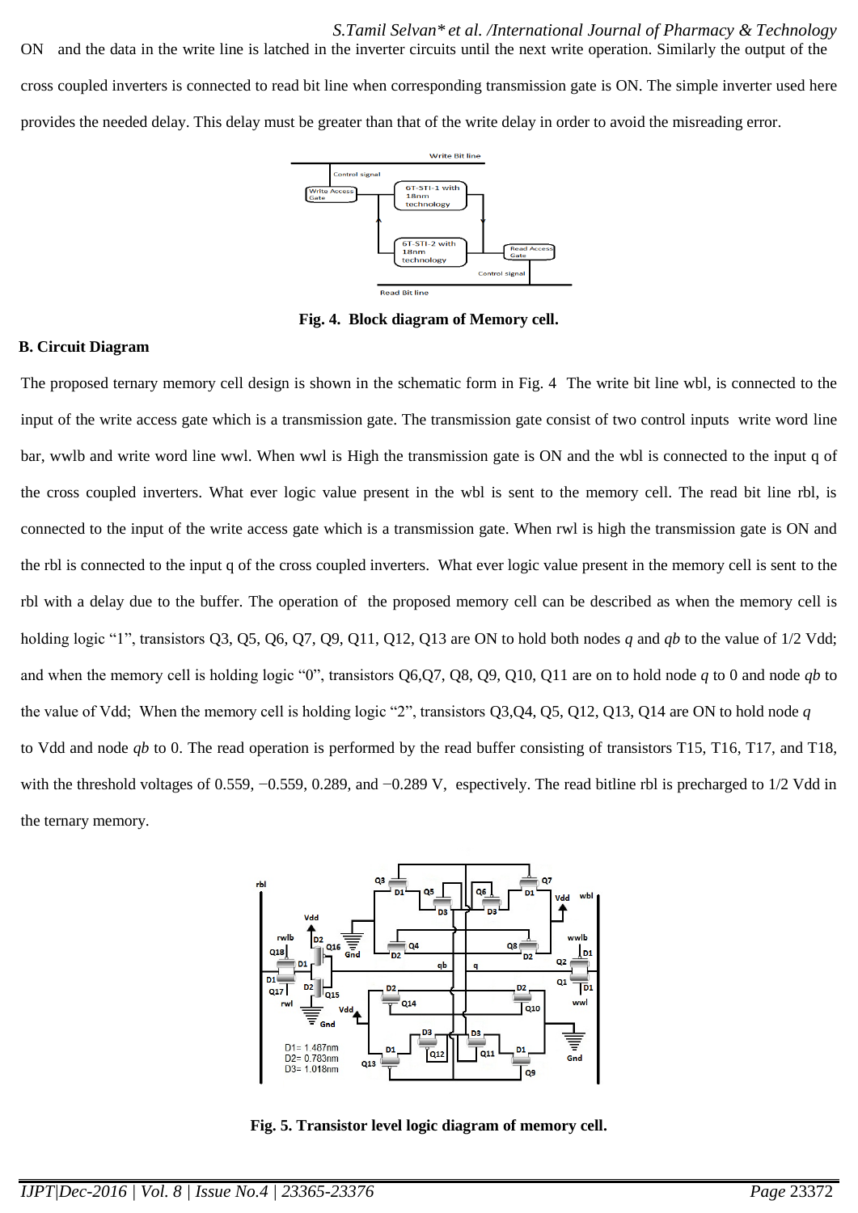ON and the data in the write line is latched in the inverter circuits until the next write operation. Similarly the output of the cross coupled inverters is connected to read bit line when corresponding transmission gate is ON. The simple inverter used here provides the needed delay. This delay must be greater than that of the write delay in order to avoid the misreading error.

**Fig. 4. Block diagram of Memory cell.**

### B. Circuit Diagram

The proposed ternary memory cell design is shown in the schematic form in Fig. 4 The write bit line wbl, is connected to the input of the write access gate which is a transmission gate. The transmission gate consist of two control inputs write word line bar, wwlb and write word line wwl. When wwl is High the transmission gate is ON and the wbl is connected to the input q of the cross coupled inverters. What ever logic value present in the wbl is sent to the memory cell. The read bit line rbl, is connected to the input of the write access gate which is a transmission gate. When rwl is high the transmission gate is ON and the rbl is connected to the input q of the cross coupled inverters. What ever logic value present in the memory cell is sent to the rbl with a delay due to the buffer. The operation of the proposed memory cell can be described as when the memory cell is holding logic "1", transistors Q3, Q5, Q6, Q7, Q9, Q11, Q12, Q13 are ON to hold both nodes *q* and *qb* to the value of 1/2 Vdd; and when the memory cell is holding logic "0", transistors Q6,Q7, Q8, Q9, Q10, Q11 are on to hold node *q* to 0 and node *qb* to the value of Vdd; When the memory cell is holding logic "2", transistors Q3,Q4, Q5, Q12, Q13, Q14 are ON to hold node *q* to Vdd and node *qb* to 0. The read operation is performed by the read buffer consisting of transistors T15, T16, T17, and T18, with the threshold voltages of 0.559, −0.559, 0.289, and −0.289 V, espectively. The read bitline rbl is precharged to 1/2 Vdd in the ternary memory.

**Fig. 5. Transistor level logic diagram of memory cell.**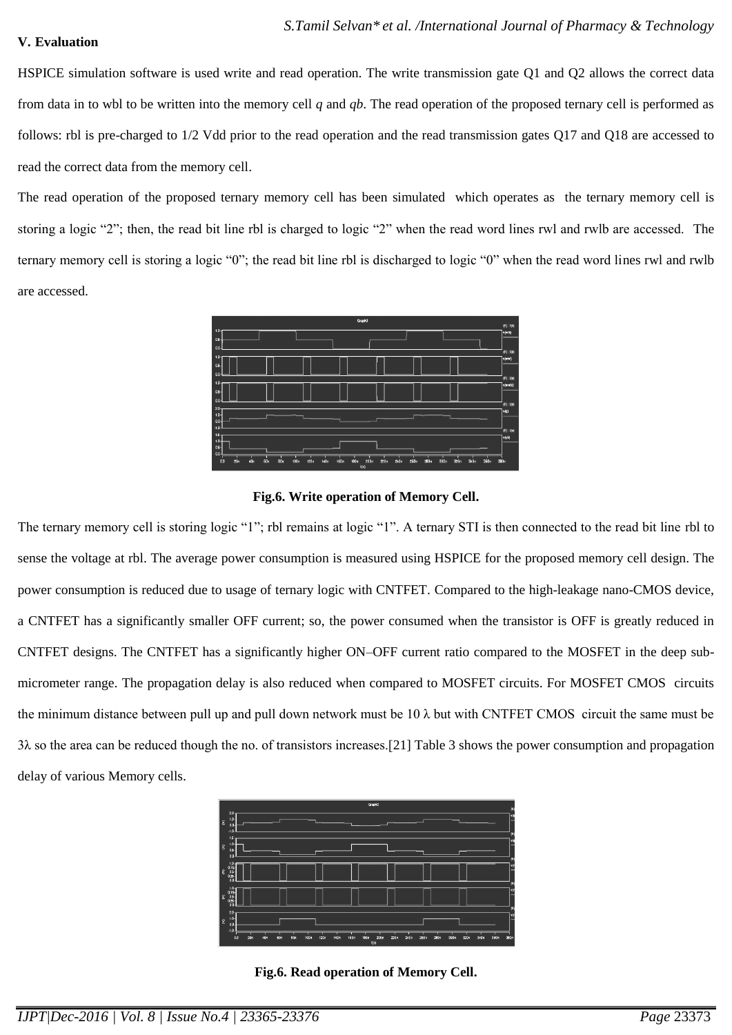## V. Evaluation

HSPICE simulation software is used write and read operation. The write transmission gate Q1 and Q2 allows the correct data from data in to wbl to be written into the memory cell *q* and *qb*. The read operation of the proposed ternary cell is performed as follows: rbl is pre-charged to 1/2 Vdd prior to the read operation and the read transmission gates Q17 and Q18 are accessed to read the correct data from the memory cell.

The read operation of the proposed ternary memory cell has been simulated which operates as the ternary memory cell is storing a logic “2”; then, the read bit line rbl is charged to logic “2” when the read word lines rwl and rwlb are accessed. The ternary memory cell is storing a logic “0”; the read bit line rbl is discharged to logic “0” when the read word lines rwl and rwlb are accessed.

**Fig.6. Write operation of Memory Cell.**

The ternary memory cell is storing logic “1”; rbl remains at logic “1”. A ternary STI is then connected to the read bit line rbl to sense the voltage at rbl. The average power consumption is measured using HSPICE for the proposed memory cell design. The power consumption is reduced due to usage of ternary logic with CNTFET. Compared to the high-leakage nano-CMOS device, a CNTFET has a significantly smaller OFF current; so, the power consumed when the transistor is OFF is greatly reduced in CNTFET designs. The CNTFET has a significantly higher ON–OFF current ratio compared to the MOSFET in the deep sub-micrometer range. The propagation delay is also reduced when compared to MOSFET circuits. For MOSFET CMOS circuits the minimum distance between pull up and pull down network must be 10 λ but with CNTFET CMOS circuit the same must be 3λ so the area can be reduced though the no. of transistors increases.[21] Table 3 shows the power consumption and propagation delay of various Memory cells.

**Fig.6. Read operation of Memory Cell.**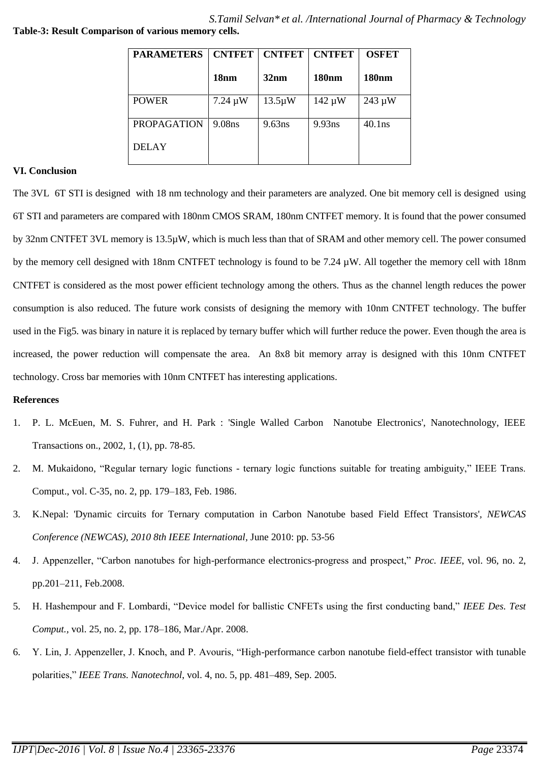**Table-3: Result Comparison of various memory cells.**

| PARAMETERS | CNTFET 18nm | CNTFET 32nm | CNTFET 180nm | OSFET 180nm |
|---|---|---|---|---|
| POWER | 7.24 µW | 13.5µW | 142 µW | 243 µW |
| PROPAGATION DELAY | 9.08ns | 9.63ns | 9.93ns | 40.1ns |

## VI. Conclusion

The 3VL 6T STI is designed with 18 nm technology and their parameters are analyzed. One bit memory cell is designed using 6T STI and parameters are compared with 180nm CMOS SRAM, 180nm CNTFET memory. It is found that the power consumed by 32nm CNTFET 3VL memory is 13.5µW, which is much less than that of SRAM and other memory cell. The power consumed by the memory cell designed with 18nm CNTFET technology is found to be 7.24 µW. All together the memory cell with 18nm CNTFET is considered as the most power efficient technology among the others. Thus as the channel length reduces the power consumption is also reduced. The future work consists of designing the memory with 10nm CNTFET technology. The buffer used in the Fig5. was binary in nature it is replaced by ternary buffer which will further reduce the power. Even though the area is increased, the power reduction will compensate the area. An 8x8 bit memory array is designed with this 10nm CNTFET technology. Cross bar memories with 10nm CNTFET has interesting applications.

## References

1. P. L. McEuen, M. S. Fuhrer, and H. Park : 'Single Walled Carbon Nanotube Electronics', Nanotechnology, IEEE Transactions on., 2002, 1, (1), pp. 78-85.
2. M. Mukaidono, "Regular ternary logic functions - ternary logic functions suitable for treating ambiguity," IEEE Trans. Comput., vol. C-35, no. 2, pp. 179–183, Feb. 1986.
3. K.Nepal: 'Dynamic circuits for Ternary computation in Carbon Nanotube based Field Effect Transistors', *NEWCAS Conference (NEWCAS), 2010 8th IEEE International*, June 2010: pp. 53-56
4. J. Appenzeller, "Carbon nanotubes for high-performance electronics-progress and prospect," *Proc. IEEE*, vol. 96, no. 2, pp.201–211, Feb.2008.
5. H. Hashempour and F. Lombardi, "Device model for ballistic CNFETs using the first conducting band," *IEEE Des. Test Comput.*, vol. 25, no. 2, pp. 178–186, Mar./Apr. 2008.
6. Y. Lin, J. Appenzeller, J. Knoch, and P. Avouris, "High-performance carbon nanotube field-effect transistor with tunable polarities," *IEEE Trans. Nanotechnol*, vol. 4, no. 5, pp. 481–489, Sep. 2005.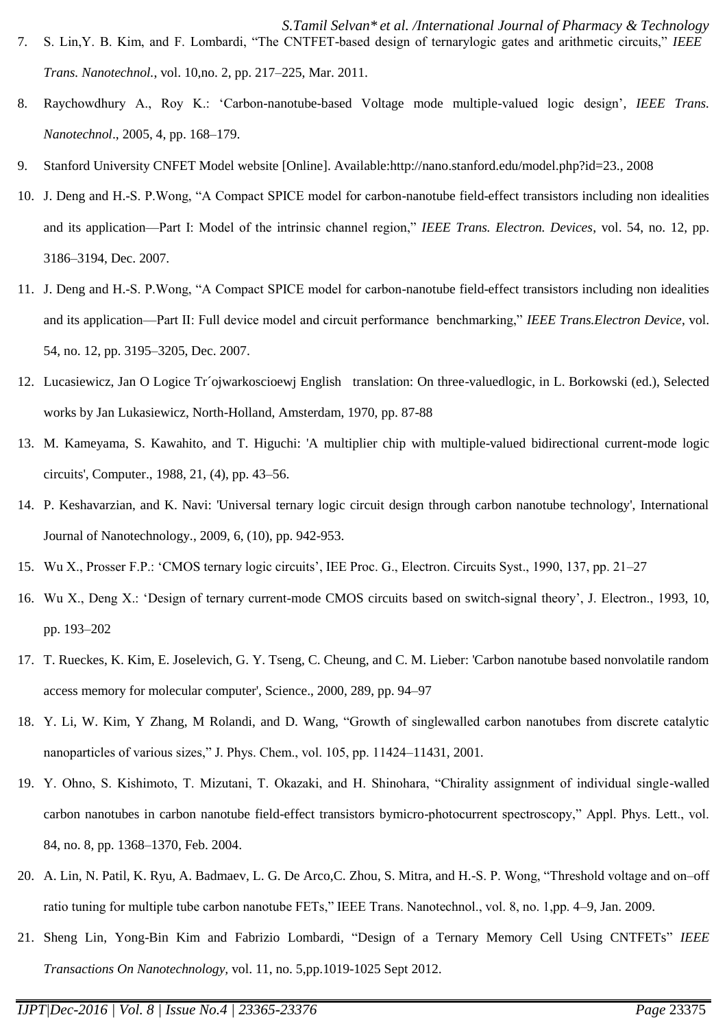7. S. Lin,Y. B. Kim, and F. Lombardi, "The CNTFET-based design of ternarylogic gates and arithmetic circuits," *IEEE Trans. Nanotechnol.*, vol. 10,no. 2, pp. 217–225, Mar. 2011.
8. Raychowdhury A., Roy K.: 'Carbon-nanotube-based Voltage mode multiple-valued logic design', *IEEE Trans. Nanotechnol*., 2005, 4, pp. 168–179.
9. Stanford University CNFET Model website [Online]. Available:http://nano.stanford.edu/model.php?id=23., 2008
10. J. Deng and H.-S. P.Wong, "A Compact SPICE model for carbon-nanotube field-effect transistors including non idealities and its application—Part I: Model of the intrinsic channel region," *IEEE Trans. Electron. Devices*, vol. 54, no. 12, pp. 3186–3194, Dec. 2007.
11. J. Deng and H.-S. P.Wong, "A Compact SPICE model for carbon-nanotube field-effect transistors including non idealities and its application—Part II: Full device model and circuit performance benchmarking," *IEEE Trans.Electron Device*, vol. 54, no. 12, pp. 3195–3205, Dec. 2007.
12. Lucasiewicz, Jan O Logice Tr´ojwarkoscioewj English translation: On three-valuedlogic, in L. Borkowski (ed.), Selected works by Jan Lukasiewicz, North-Holland, Amsterdam, 1970, pp. 87-88
13. M. Kameyama, S. Kawahito, and T. Higuchi: 'A multiplier chip with multiple-valued bidirectional current-mode logic circuits', Computer., 1988, 21, (4), pp. 43–56.
14. P. Keshavarzian, and K. Navi: 'Universal ternary logic circuit design through carbon nanotube technology', International Journal of Nanotechnology., 2009, 6, (10), pp. 942-953.
15. Wu X., Prosser F.P.: 'CMOS ternary logic circuits', IEE Proc. G., Electron. Circuits Syst., 1990, 137, pp. 21–27
16. Wu X., Deng X.: 'Design of ternary current-mode CMOS circuits based on switch-signal theory', J. Electron., 1993, 10, pp. 193–202
17. T. Rueckes, K. Kim, E. Joselevich, G. Y. Tseng, C. Cheung, and C. M. Lieber: 'Carbon nanotube based nonvolatile random access memory for molecular computer', Science., 2000, 289, pp. 94–97
18. Y. Li, W. Kim, Y Zhang, M Rolandi, and D. Wang, "Growth of singlewalled carbon nanotubes from discrete catalytic nanoparticles of various sizes," J. Phys. Chem., vol. 105, pp. 11424–11431, 2001.
19. Y. Ohno, S. Kishimoto, T. Mizutani, T. Okazaki, and H. Shinohara, "Chirality assignment of individual single-walled carbon nanotubes in carbon nanotube field-effect transistors bymicro-photocurrent spectroscopy," Appl. Phys. Lett., vol. 84, no. 8, pp. 1368–1370, Feb. 2004.
20. A. Lin, N. Patil, K. Ryu, A. Badmaev, L. G. De Arco,C. Zhou, S. Mitra, and H.-S. P. Wong, "Threshold voltage and on–off ratio tuning for multiple tube carbon nanotube FETs," IEEE Trans. Nanotechnol., vol. 8, no. 1,pp. 4–9, Jan. 2009.
21. Sheng Lin, Yong-Bin Kim and Fabrizio Lombardi, "Design of a Ternary Memory Cell Using CNTFETs" *IEEE Transactions On Nanotechnology*, vol. 11, no. 5,pp.1019-1025 Sept 2012.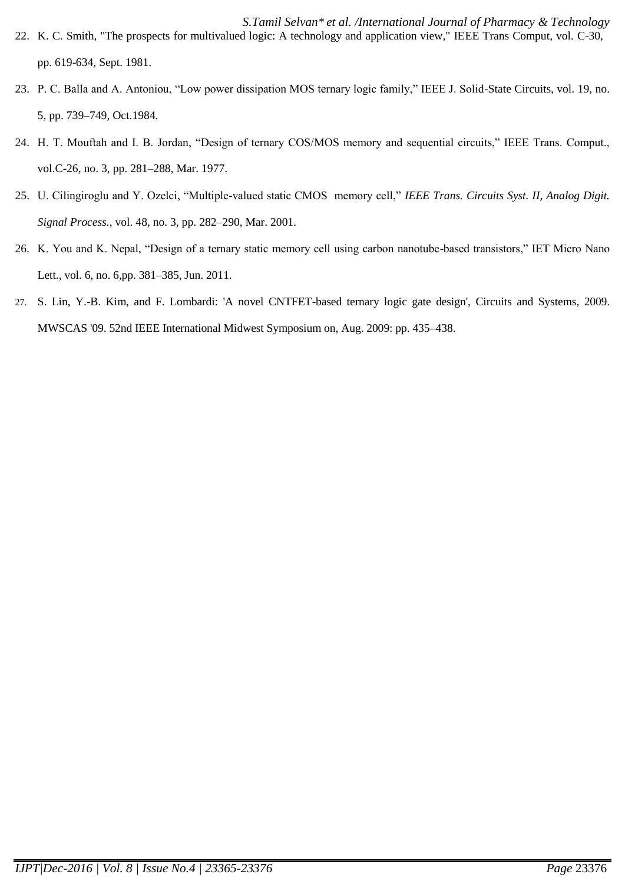22. K. C. Smith, "The prospects for multivalued logic: A technology and application view," IEEE Trans Comput, vol. C-30, pp. 619-634, Sept. 1981.
23. P. C. Balla and A. Antoniou, “Low power dissipation MOS ternary logic family,” IEEE J. Solid-State Circuits, vol. 19, no. 5, pp. 739–749, Oct.1984.
24. H. T. Mouftah and I. B. Jordan, “Design of ternary COS/MOS memory and sequential circuits,” IEEE Trans. Comput., vol.C-26, no. 3, pp. 281–288, Mar. 1977.
25. U. Cilingiroglu and Y. Ozelci, “Multiple-valued static CMOS memory cell,” *IEEE Trans. Circuits Syst. II, Analog Digit. Signal Process.*, vol. 48, no. 3, pp. 282–290, Mar. 2001.
26. K. You and K. Nepal, “Design of a ternary static memory cell using carbon nanotube-based transistors,” IET Micro Nano Lett., vol. 6, no. 6,pp. 381–385, Jun. 2011.
27. S. Lin, Y.-B. Kim, and F. Lombardi: 'A novel CNTFET-based ternary logic gate design', Circuits and Systems, 2009. MWSCAS '09. 52nd IEEE International Midwest Symposium on, Aug. 2009: pp. 435–438.